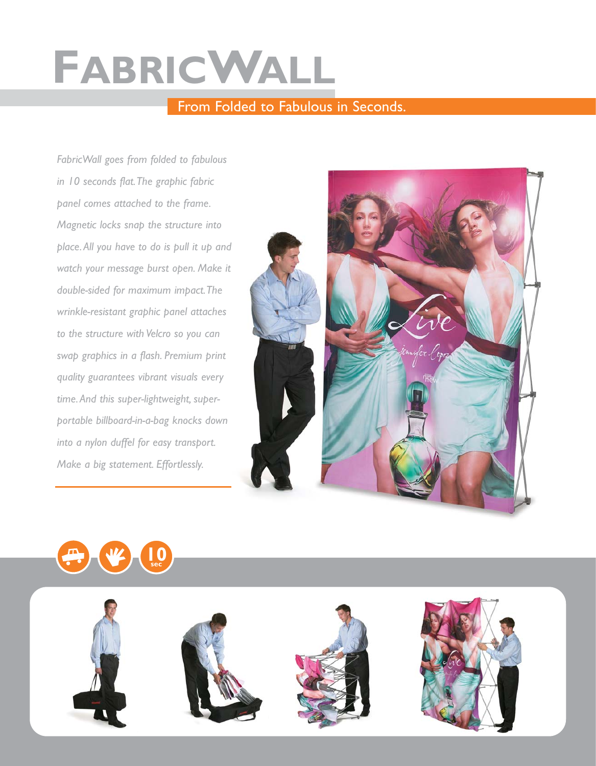# FabricWall

## From Folded to Fabulous in Seconds.

*FabricWall goes from folded to fabulous in 10 seconds flat. The graphic fabric panel comes attached to the frame. Magnetic locks snap the structure into place. All you have to do is pull it up and watch your message burst open. Make it double-sided for maximum impact. The wrinkle-resistant graphic panel attaches to the structure with Velcro so you can swap graphics in a flash. Premium print quality guarantees vibrant visuals every time. And this super-lightweight, super-portable billboard-in-a-bag knocks down into a nylon duffel for easy transport. Make a big statement. Effortlessly.*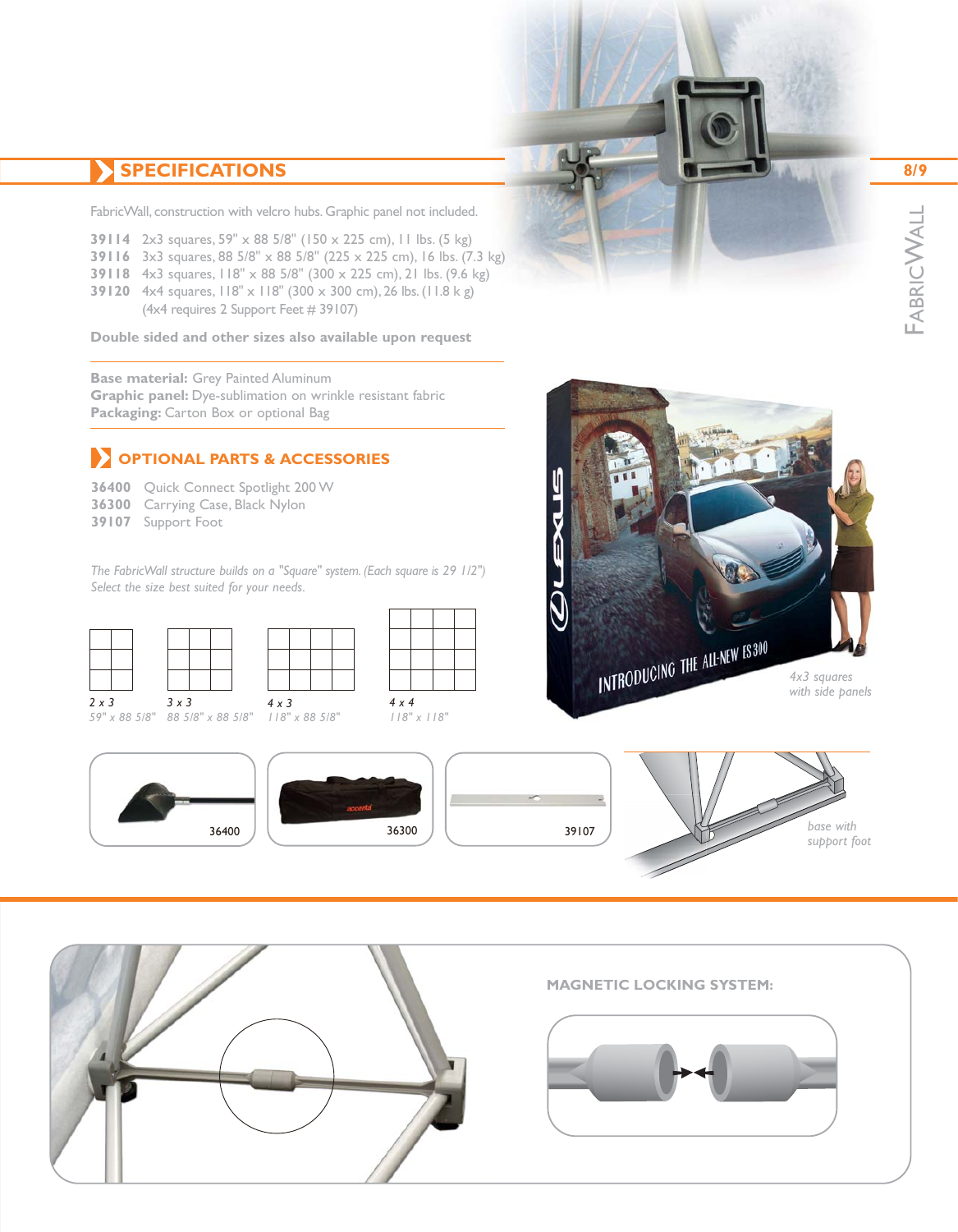## SPECIFICATIONS

FabricWall, construction with velcro hubs. Graphic panel not included.

**39114** 2x3 squares, 59" x 88 5/8" (150 x 225 cm), 11 lbs. (5 kg)
**39116** 3x3 squares, 88 5/8" x 88 5/8" (225 x 225 cm), 16 lbs. (7.3 kg)
**39118** 4x3 squares, 118" x 88 5/8" (300 x 225 cm), 21 lbs. (9.6 kg)
**39120** 4x4 squares, 118" x 118" (300 x 300 cm), 26 lbs. (11.8 k g)
(4x4 requires 2 Support Feet # 39107)

**Double sided and other sizes also available upon request**

**Base material:** Grey Painted Aluminum
**Graphic panel:** Dye-sublimation on wrinkle resistant fabric
**Packaging:** Carton Box or optional Bag

## OPTIONAL PARTS & ACCESSORIES

**36400** Quick Connect Spotlight 200 W
**36300** Carrying Case, Black Nylon
**39107** Support Foot

*The FabricWall structure builds on a "Square" system. (Each square is 29 1/2")*
*Select the size best suited for your needs.*

*2 x 3*
*59" x 88 5/8"*

*3 x 3*
*88 5/8" x 88 5/8"*

*4 x 3*
*118" x 88 5/8"*

*4 x 4*
*118" x 118"*

*4x3 squares with side panels*

36400

36300

39107

*base with support foot*

**MAGNETIC LOCKING SYSTEM:**